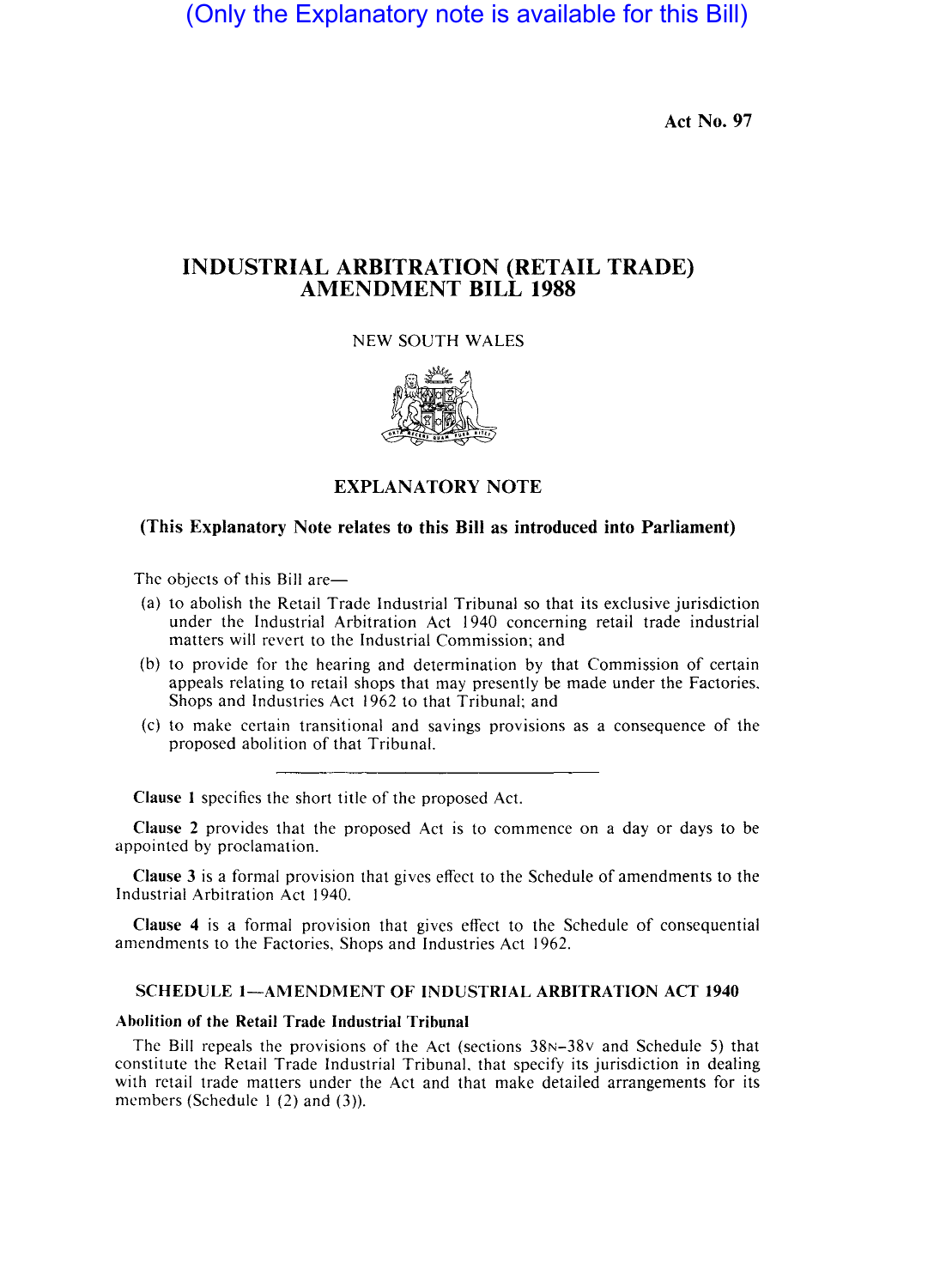(Only the Explanatory note is available for this Bill)

Act No. 97

# INDUSTRIAL ARBITRATION (RETAIL TRADE) AMENDMENT BILL 1988

NEW SOUTH WALES

## EXPLANATORY NOTE

**(This Explanatory Note relates to this Bill as introduced into Parliament)**

The objects of this Bill are—

(a) to abolish the Retail Trade Industrial Tribunal so that its exclusive jurisdiction under the Industrial Arbitration Act 1940 concerning retail trade industrial matters will revert to the Industrial Commission; and

(b) to provide for the hearing and determination by that Commission of certain appeals relating to retail shops that may presently be made under the Factories, Shops and Industries Act 1962 to that Tribunal; and

(c) to make certain transitional and savings provisions as a consequence of the proposed abolition of that Tribunal.

---

**Clause 1** specifies the short title of the proposed Act.

**Clause 2** provides that the proposed Act is to commence on a day or days to be appointed by proclamation.

**Clause 3** is a formal provision that gives effect to the Schedule of amendments to the Industrial Arbitration Act 1940.

**Clause 4** is a formal provision that gives effect to the Schedule of consequential amendments to the Factories, Shops and Industries Act 1962.

### SCHEDULE 1—AMENDMENT OF INDUSTRIAL ARBITRATION ACT 1940

**Abolition of the Retail Trade Industrial Tribunal**

The Bill repeals the provisions of the Act (sections 38N–38V and Schedule 5) that constitute the Retail Trade Industrial Tribunal, that specify its jurisdiction in dealing with retail trade matters under the Act and that make detailed arrangements for its members (Schedule 1 (2) and (3)).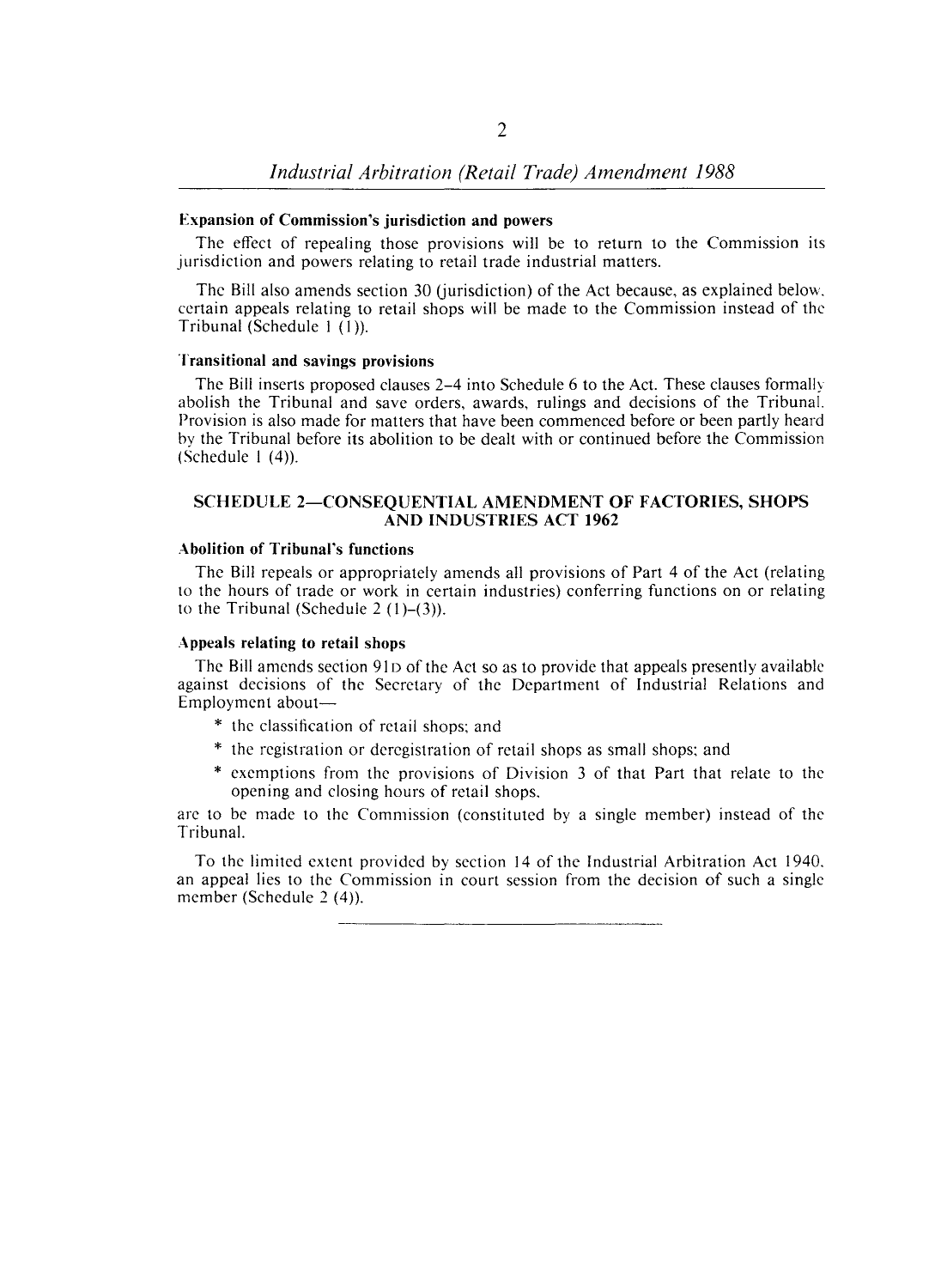**Expansion of Commission's jurisdiction and powers**

The effect of repealing those provisions will be to return to the Commission its jurisdiction and powers relating to retail trade industrial matters.

The Bill also amends section 30 (jurisdiction) of the Act because, as explained below, certain appeals relating to retail shops will be made to the Commission instead of the Tribunal (Schedule 1 (1)).

**Transitional and savings provisions**

The Bill inserts proposed clauses 2–4 into Schedule 6 to the Act. These clauses formally abolish the Tribunal and save orders, awards, rulings and decisions of the Tribunal. Provision is also made for matters that have been commenced before or been partly heard by the Tribunal before its abolition to be dealt with or continued before the Commission (Schedule 1 (4)).

## SCHEDULE 2—CONSEQUENTIAL AMENDMENT OF FACTORIES, SHOPS AND INDUSTRIES ACT 1962

**Abolition of Tribunal's functions**

The Bill repeals or appropriately amends all provisions of Part 4 of the Act (relating to the hours of trade or work in certain industries) conferring functions on or relating to the Tribunal (Schedule 2 (1)–(3)).

**Appeals relating to retail shops**

The Bill amends section 91D of the Act so as to provide that appeals presently available against decisions of the Secretary of the Department of Industrial Relations and Employment about—

- the classification of retail shops; and
- the registration or deregistration of retail shops as small shops; and
- exemptions from the provisions of Division 3 of that Part that relate to the opening and closing hours of retail shops,

are to be made to the Commission (constituted by a single member) instead of the Tribunal.

To the limited extent provided by section 14 of the Industrial Arbitration Act 1940, an appeal lies to the Commission in court session from the decision of such a single member (Schedule 2 (4)).